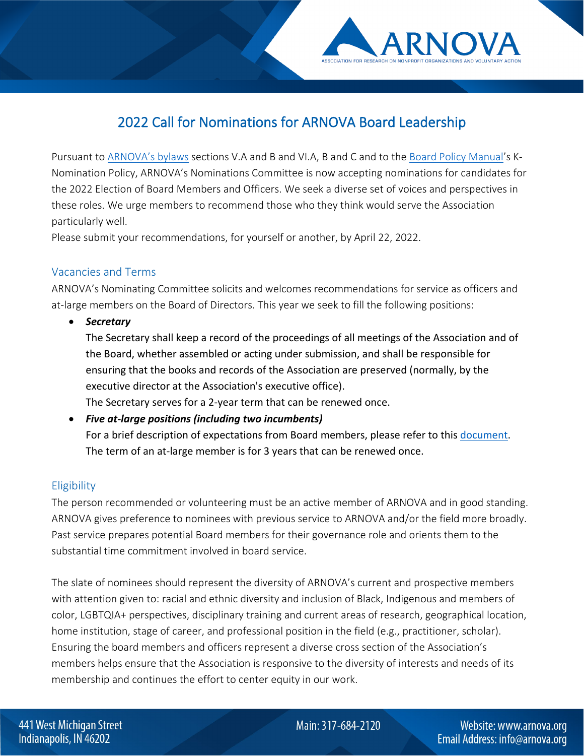# 2022 Call for Nominations for ARNOVA Board Leadership

Pursuant to ARNOVA's bylaws sections V.A and B and VI.A, B and C and to the Board Policy Manual's K-Nomination Policy, ARNOVA's Nominations Committee is now accepting nominations for candidates for the 2022 Election of Board Members and Officers. We seek a diverse set of voices and perspectives in these roles. We urge members to recommend those who they think would serve the Association particularly well.

Please submit your recommendations, for yourself or another, by April 22, 2022.

## Vacancies and Terms

ARNOVA's Nominating Committee solicits and welcomes recommendations for service as officers and at-large members on the Board of Directors. This year we seek to fill the following positions:

- ***Secretary***
  The Secretary shall keep a record of the proceedings of all meetings of the Association and of the Board, whether assembled or acting under submission, and shall be responsible for ensuring that the books and records of the Association are preserved (normally, by the executive director at the Association's executive office).
  The Secretary serves for a 2-year term that can be renewed once.
- ***Five at-large positions (including two incumbents)***
  For a brief description of expectations from Board members, please refer to this document.
  The term of an at-large member is for 3 years that can be renewed once.

## Eligibility

The person recommended or volunteering must be an active member of ARNOVA and in good standing. ARNOVA gives preference to nominees with previous service to ARNOVA and/or the field more broadly. Past service prepares potential Board members for their governance role and orients them to the substantial time commitment involved in board service.

The slate of nominees should represent the diversity of ARNOVA's current and prospective members with attention given to: racial and ethnic diversity and inclusion of Black, Indigenous and members of color, LGBTQIA+ perspectives, disciplinary training and current areas of research, geographical location, home institution, stage of career, and professional position in the field (e.g., practitioner, scholar). Ensuring the board members and officers represent a diverse cross section of the Association's members helps ensure that the Association is responsive to the diversity of interests and needs of its membership and continues the effort to center equity in our work.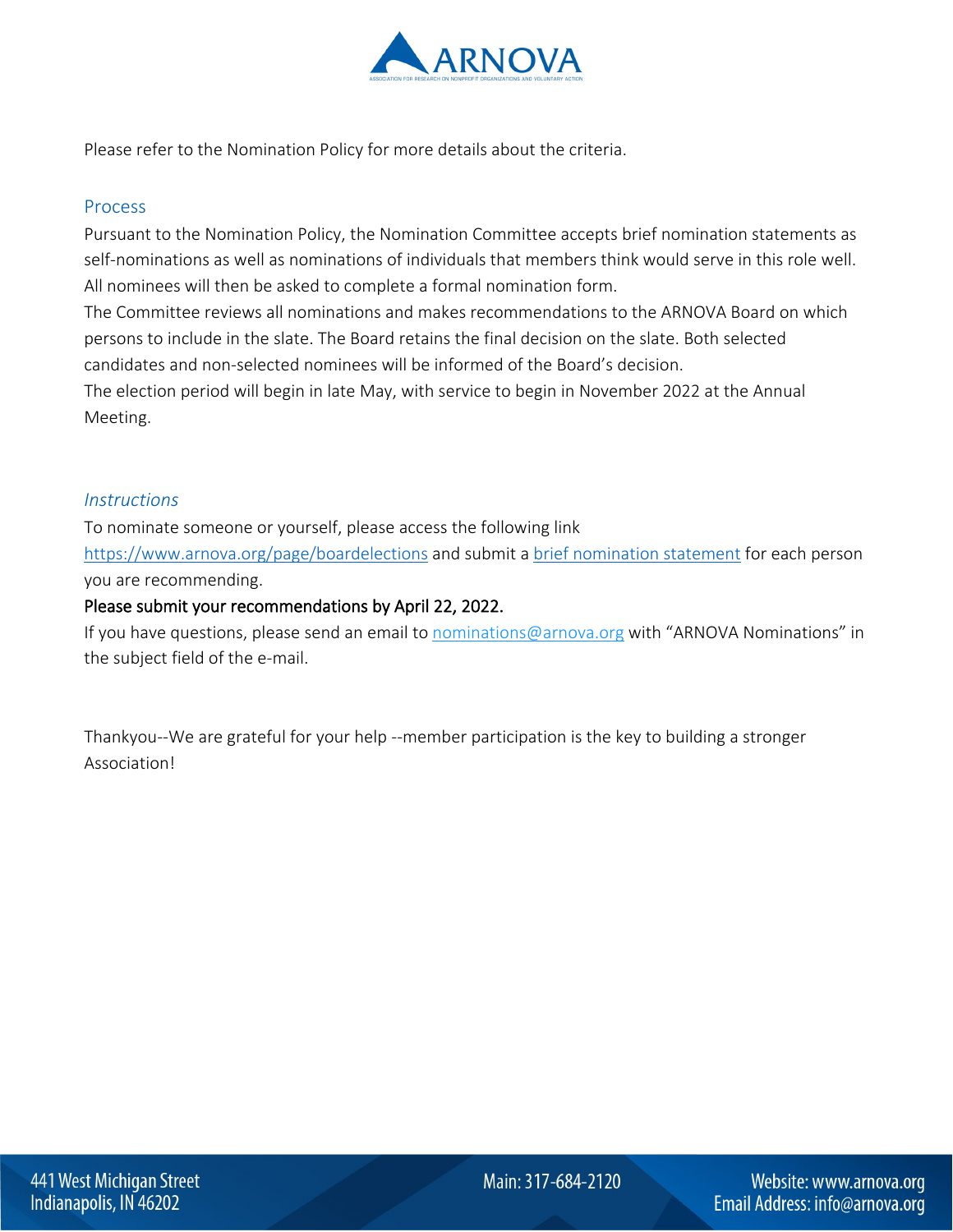Please refer to the Nomination Policy for more details about the criteria.

## Process

Pursuant to the Nomination Policy, the Nomination Committee accepts brief nomination statements as self-nominations as well as nominations of individuals that members think would serve in this role well. All nominees will then be asked to complete a formal nomination form.

The Committee reviews all nominations and makes recommendations to the ARNOVA Board on which persons to include in the slate. The Board retains the final decision on the slate. Both selected candidates and non-selected nominees will be informed of the Board's decision.

The election period will begin in late May, with service to begin in November 2022 at the Annual Meeting.

### *Instructions*

To nominate someone or yourself, please access the following link https://www.arnova.org/page/boardelections and submit a brief nomination statement for each person you are recommending.

**Please submit your recommendations by April 22, 2022.**

If you have questions, please send an email to nominations@arnova.org with "ARNOVA Nominations" in the subject field of the e-mail.

Thankyou--We are grateful for your help --member participation is the key to building a stronger Association!

441 West Michigan Street
Indianapolis, IN 46202

Main: 317-684-2120

Website: www.arnova.org
Email Address: info@arnova.org